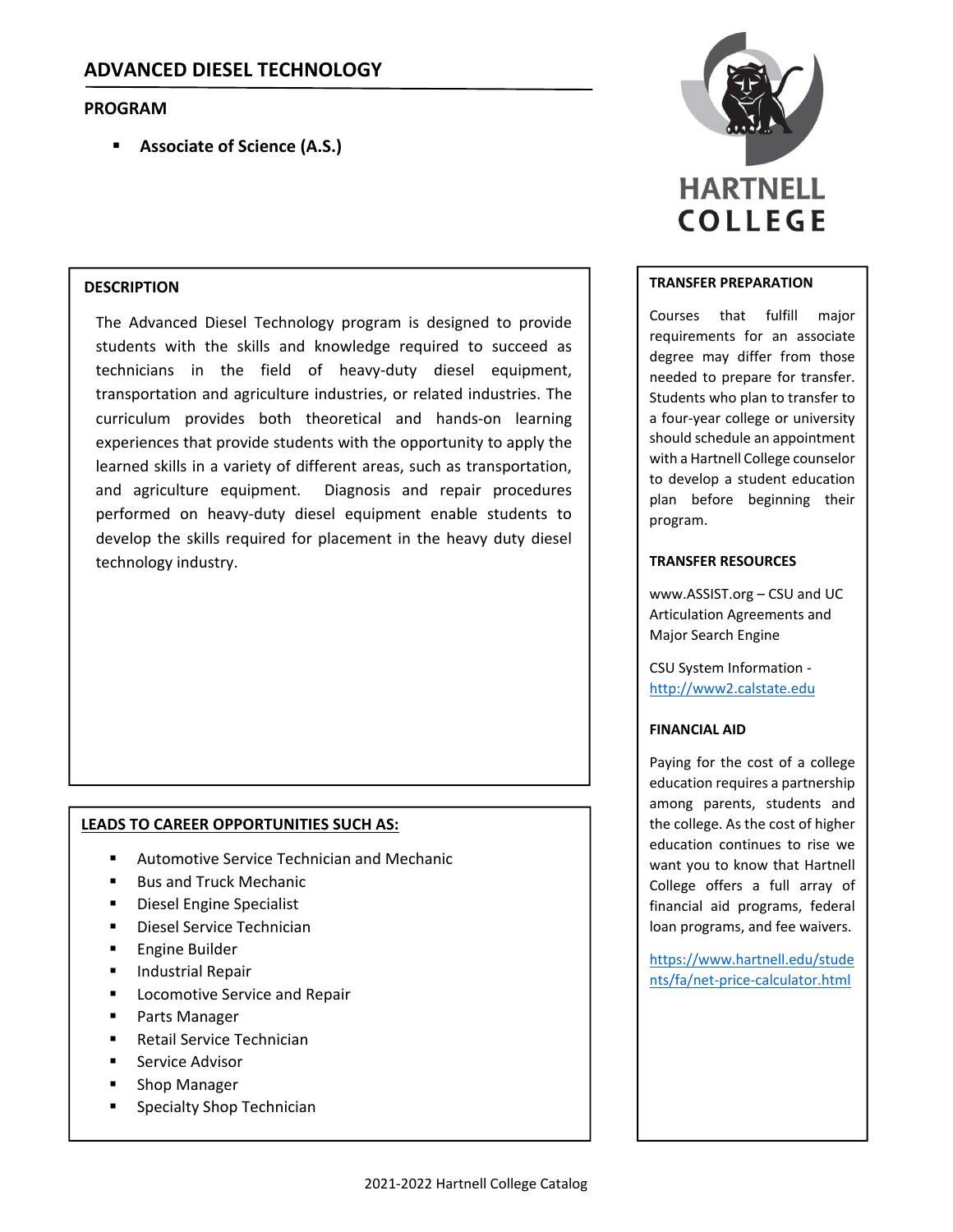# ADVANCED DIESEL TECHNOLOGY

## PROGRAM

- **Associate of Science (A.S.)**

HARTNELL COLLEGE

## DESCRIPTION

The Advanced Diesel Technology program is designed to provide students with the skills and knowledge required to succeed as technicians in the field of heavy-duty diesel equipment, transportation and agriculture industries, or related industries. The curriculum provides both theoretical and hands-on learning experiences that provide students with the opportunity to apply the learned skills in a variety of different areas, such as transportation, and agriculture equipment. Diagnosis and repair procedures performed on heavy-duty diesel equipment enable students to develop the skills required for placement in the heavy duty diesel technology industry.

## LEADS TO CAREER OPPORTUNITIES SUCH AS:

- Automotive Service Technician and Mechanic
- Bus and Truck Mechanic
- Diesel Engine Specialist
- Diesel Service Technician
- Engine Builder
- Industrial Repair
- Locomotive Service and Repair
- Parts Manager
- Retail Service Technician
- Service Advisor
- Shop Manager
- Specialty Shop Technician

## TRANSFER PREPARATION

Courses that fulfill major requirements for an associate degree may differ from those needed to prepare for transfer. Students who plan to transfer to a four-year college or university should schedule an appointment with a Hartnell College counselor to develop a student education plan before beginning their program.

## TRANSFER RESOURCES

www.ASSIST.org – CSU and UC Articulation Agreements and Major Search Engine

CSU System Information - http://www2.calstate.edu

## FINANCIAL AID

Paying for the cost of a college education requires a partnership among parents, students and the college. As the cost of higher education continues to rise we want you to know that Hartnell College offers a full array of financial aid programs, federal loan programs, and fee waivers.

https://www.hartnell.edu/students/fa/net-price-calculator.html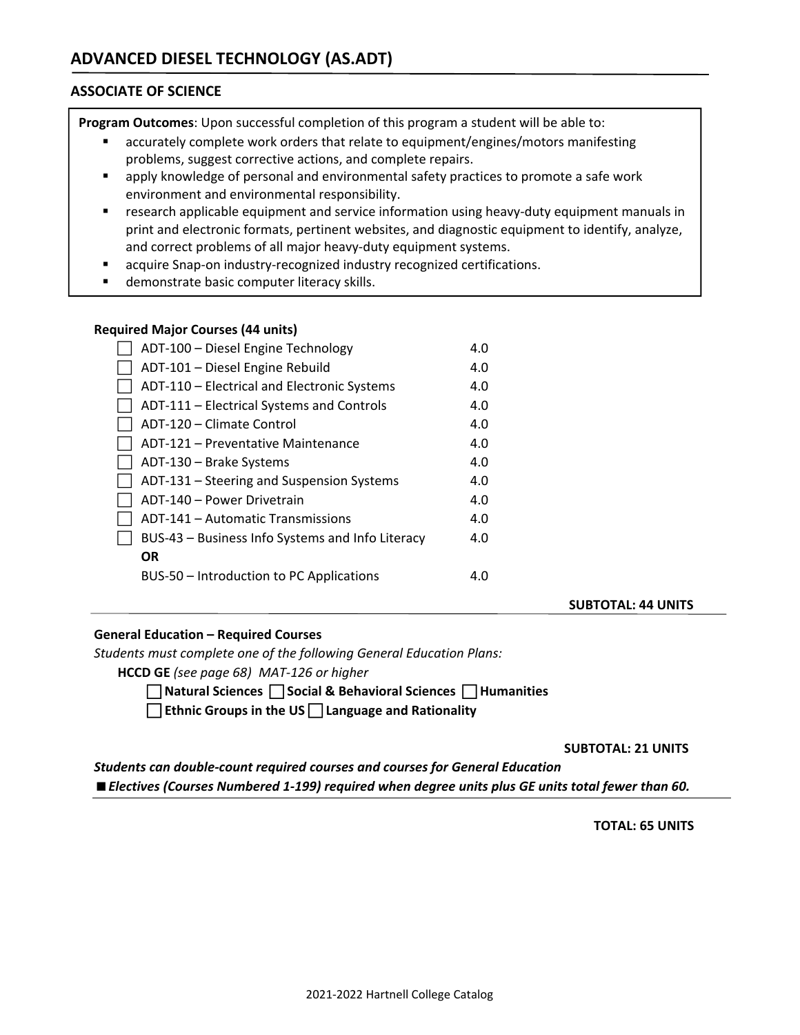## ADVANCED DIESEL TECHNOLOGY (AS.ADT)

### ASSOCIATE OF SCIENCE

**Program Outcomes**: Upon successful completion of this program a student will be able to:

- accurately complete work orders that relate to equipment/engines/motors manifesting problems, suggest corrective actions, and complete repairs.
- apply knowledge of personal and environmental safety practices to promote a safe work environment and environmental responsibility.
- research applicable equipment and service information using heavy-duty equipment manuals in print and electronic formats, pertinent websites, and diagnostic equipment to identify, analyze, and correct problems of all major heavy-duty equipment systems.
- acquire Snap-on industry-recognized industry recognized certifications.
- demonstrate basic computer literacy skills.

**Required Major Courses (44 units)**

| | |
|---|---|
| ☐ ADT-100 – Diesel Engine Technology | 4.0 |
| ☐ ADT-101 – Diesel Engine Rebuild | 4.0 |
| ☐ ADT-110 – Electrical and Electronic Systems | 4.0 |
| ☐ ADT-111 – Electrical Systems and Controls | 4.0 |
| ☐ ADT-120 – Climate Control | 4.0 |
| ☐ ADT-121 – Preventative Maintenance | 4.0 |
| ☐ ADT-130 – Brake Systems | 4.0 |
| ☐ ADT-131 – Steering and Suspension Systems | 4.0 |
| ☐ ADT-140 – Power Drivetrain | 4.0 |
| ☐ ADT-141 – Automatic Transmissions | 4.0 |
| ☐ BUS-43 – Business Info Systems and Info Literacy | 4.0 |
| **OR** | |
| BUS-50 – Introduction to PC Applications | 4.0 |

**SUBTOTAL: 44 UNITS**

**General Education – Required Courses**

*Students must complete one of the following General Education Plans:*

**HCCD GE** *(see page 68) MAT-126 or higher*

☐ **Natural Sciences** ☐ **Social & Behavioral Sciences** ☐ **Humanities**

☐ **Ethnic Groups in the US** ☐ **Language and Rationality**

**SUBTOTAL: 21 UNITS**

***Students can double-count required courses and courses for General Education***

■ ***Electives (Courses Numbered 1-199) required when degree units plus GE units total fewer than 60.***

**TOTAL: 65 UNITS**